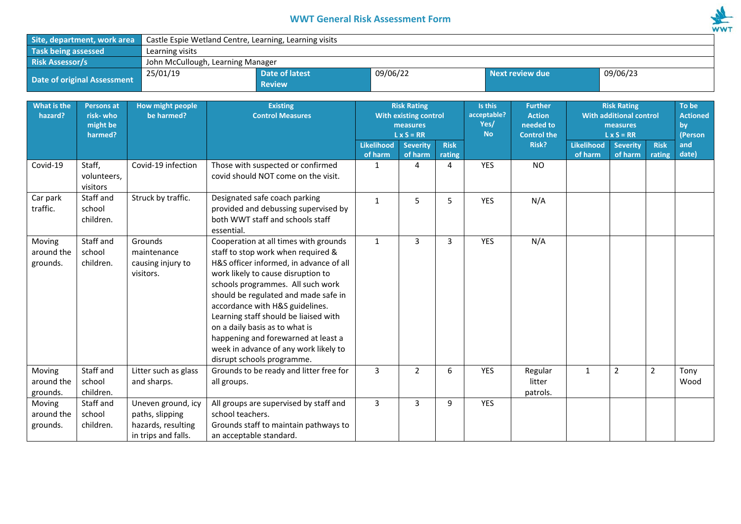# WWT General Risk Assessment Form

| Site, department, work area | Castle Espie Wetland Centre, Learning, Learning visits | | | | |
|---|---|---|---|---|---|
| Task being assessed | Learning visits | | | | |
| Risk Assessor/s | John McCullough, Learning Manager | | | | |
| Date of original Assessment | 25/01/19 | Date of latest Review | 09/06/22 | Next review due | 09/06/23 |

| What is the hazard? | Persons at risk- who might be harmed? | How might people be harmed? | Existing Control Measures | Risk Rating With existing control measures L x S = RR | | | Is this acceptable? Yes/ No | Further Action needed to Control the Risk? | Risk Rating With additional control measures L x S = RR | | | To be Actioned by (Person and date) |
|---|---|---|---|---|---|---|---|---|---|---|---|---|
| | | | | Likelihood of harm | Severity of harm | Risk rating | | | Likelihood of harm | Severity of harm | Risk rating | |
| Covid-19 | Staff, volunteers, visitors | Covid-19 infection | Those with suspected or confirmed covid should NOT come on the visit. | 1 | 4 | 4 | YES | NO | | | | |
| Car park traffic. | Staff and school children. | Struck by traffic. | Designated safe coach parking provided and debussing supervised by both WWT staff and schools staff essential. | 1 | 5 | 5 | YES | N/A | | | | |
| Moving around the grounds. | Staff and school children. | Grounds maintenance causing injury to visitors. | Cooperation at all times with grounds staff to stop work when required & H&S officer informed, in advance of all work likely to cause disruption to schools programmes. All such work should be regulated and made safe in accordance with H&S guidelines. Learning staff should be liaised with on a daily basis as to what is happening and forewarned at least a week in advance of any work likely to disrupt schools programme. | 1 | 3 | 3 | YES | N/A | | | | |
| Moving around the grounds. | Staff and school children. | Litter such as glass and sharps. | Grounds to be ready and litter free for all groups. | 3 | 2 | 6 | YES | Regular litter patrols. | 1 | 2 | 2 | Tony Wood |
| Moving around the grounds. | Staff and school children. | Uneven ground, icy paths, slipping hazards, resulting in trips and falls. | All groups are supervised by staff and school teachers.<br>Grounds staff to maintain pathways to an acceptable standard. | 3 | 3 | 9 | YES | | | | | |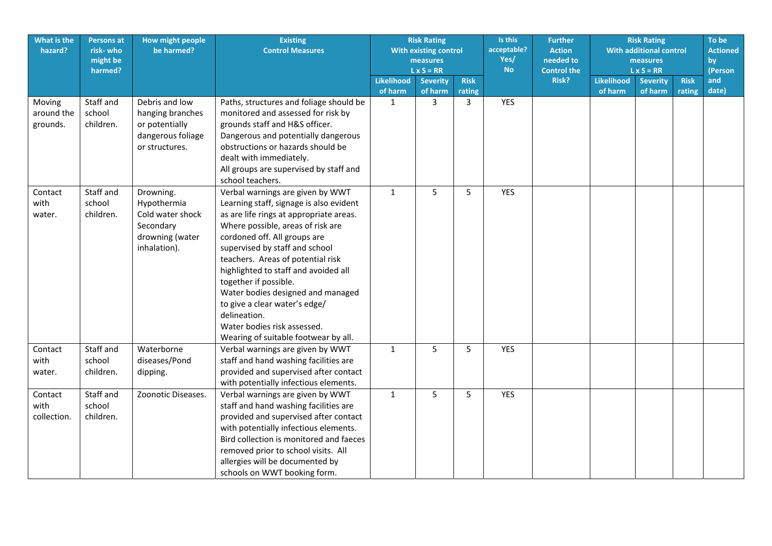| What is the hazard? | Persons at risk- who might be harmed? | How might people be harmed? | Existing Control Measures | Risk Rating With existing control measures L x S = RR | | | Is this acceptable? Yes/ No | Further Action needed to Control the Risk? | Risk Rating With additional control measures L x S = RR | | | To be Actioned by (Person and date) |
|---|---|---|---|---|---|---|---|---|---|---|---|---|
| | | | | Likelihood of harm | Severity of harm | Risk rating | | | Likelihood of harm | Severity of harm | Risk rating | |
| Moving around the grounds. | Staff and school children. | Debris and low hanging branches or potentially dangerous foliage or structures. | Paths, structures and foliage should be monitored and assessed for risk by grounds staff and H&S officer. Dangerous and potentially dangerous obstructions or hazards should be dealt with immediately. All groups are supervised by staff and school teachers. | 1 | 3 | 3 | YES | | | | | |
| Contact with water. | Staff and school children. | Drowning. Hypothermia Cold water shock Secondary drowning (water inhalation). | Verbal warnings are given by WWT Learning staff, signage is also evident as are life rings at appropriate areas. Where possible, areas of risk are cordoned off. All groups are supervised by staff and school teachers. Areas of potential risk highlighted to staff and avoided all together if possible. Water bodies designed and managed to give a clear water's edge/ delineation. Water bodies risk assessed. Wearing of suitable footwear by all. | 1 | 5 | 5 | YES | | | | | |
| Contact with water. | Staff and school children. | Waterborne diseases/Pond dipping. | Verbal warnings are given by WWT staff and hand washing facilities are provided and supervised after contact with potentially infectious elements. | 1 | 5 | 5 | YES | | | | | |
| Contact with collection. | Staff and school children. | Zoonotic Diseases. | Verbal warnings are given by WWT staff and hand washing facilities are provided and supervised after contact with potentially infectious elements. Bird collection is monitored and faeces removed prior to school visits. All allergies will be documented by schools on WWT booking form. | 1 | 5 | 5 | YES | | | | | |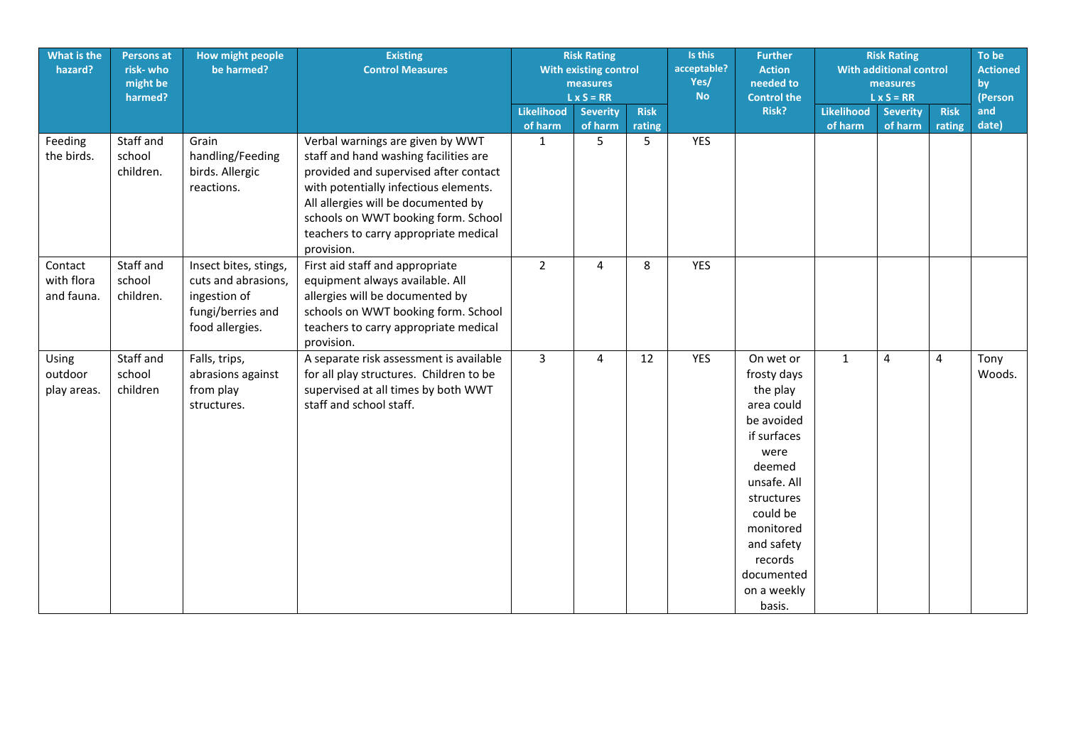| What is the hazard? | Persons at risk- who might be harmed? | How might people be harmed? | Existing Control Measures | Risk Rating With existing control measures L x S = RR | | | Is this acceptable? Yes/ No | Further Action needed to Control the Risk? | Risk Rating With additional control measures L x S = RR | | | To be Actioned by (Person and date) |
|---|---|---|---|---|---|---|---|---|---|---|---|---|
| | | | | Likelihood of harm | Severity of harm | Risk rating | | | Likelihood of harm | Severity of harm | Risk rating | |
| Feeding the birds. | Staff and school children. | Grain handling/Feeding birds. Allergic reactions. | Verbal warnings are given by WWT staff and hand washing facilities are provided and supervised after contact with potentially infectious elements. All allergies will be documented by schools on WWT booking form. School teachers to carry appropriate medical provision. | 1 | 5 | 5 | YES | | | | | |
| Contact with flora and fauna. | Staff and school children. | Insect bites, stings, cuts and abrasions, ingestion of fungi/berries and food allergies. | First aid staff and appropriate equipment always available. All allergies will be documented by schools on WWT booking form. School teachers to carry appropriate medical provision. | 2 | 4 | 8 | YES | | | | | |
| Using outdoor play areas. | Staff and school children | Falls, trips, abrasions against from play structures. | A separate risk assessment is available for all play structures. Children to be supervised at all times by both WWT staff and school staff. | 3 | 4 | 12 | YES | On wet or frosty days the play area could be avoided if surfaces were deemed unsafe. All structures could be monitored and safety records documented on a weekly basis. | 1 | 4 | 4 | Tony Woods. |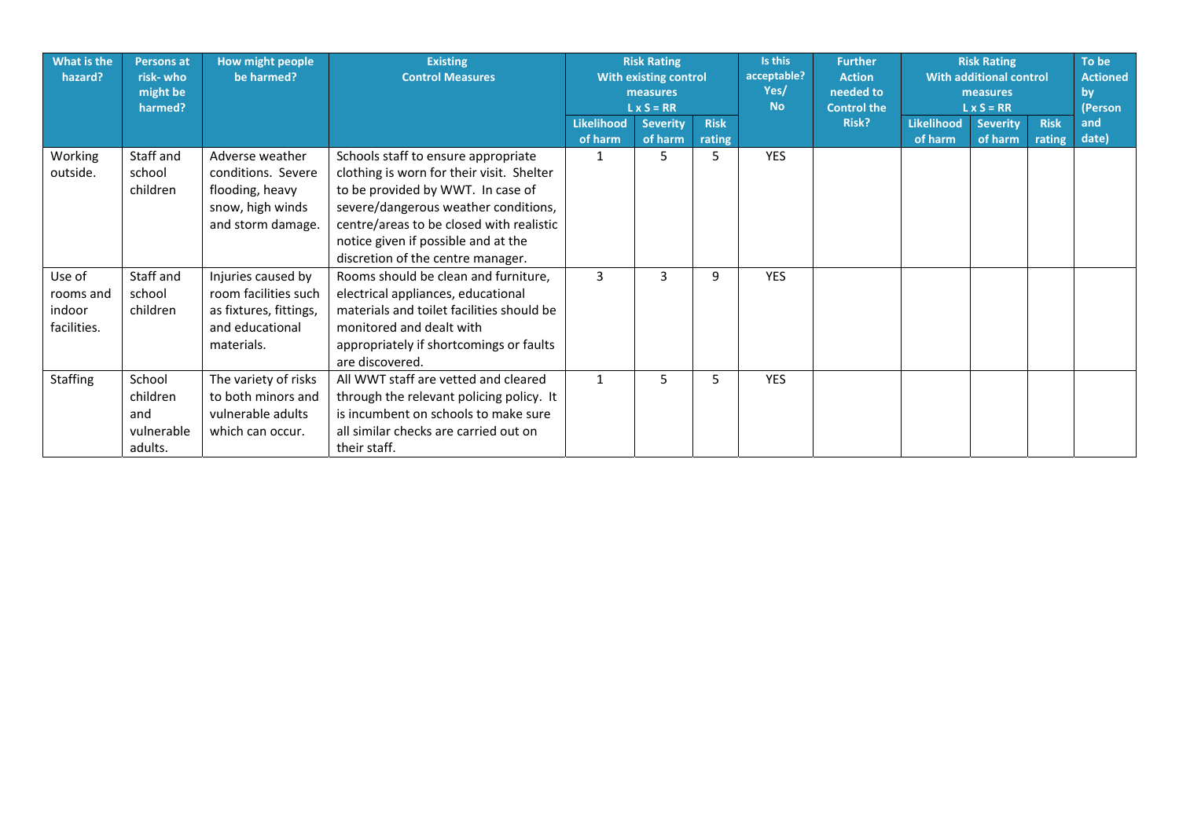| What is the hazard? | Persons at risk- who might be harmed? | How might people be harmed? | Existing Control Measures | Risk Rating With existing control measures L x S = RR | | | Is this acceptable? Yes/ No | Further Action needed to Control the Risk? | Risk Rating With additional control measures L x S = RR | | | To be Actioned by (Person and date) |
|---|---|---|---|---|---|---|---|---|---|---|---|---|
| | | | | Likelihood of harm | Severity of harm | Risk rating | | | Likelihood of harm | Severity of harm | Risk rating | |
| Working outside. | Staff and school children | Adverse weather conditions. Severe flooding, heavy snow, high winds and storm damage. | Schools staff to ensure appropriate clothing is worn for their visit. Shelter to be provided by WWT. In case of severe/dangerous weather conditions, centre/areas to be closed with realistic notice given if possible and at the discretion of the centre manager. | 1 | 5 | 5 | YES | | | | | |
| Use of rooms and indoor facilities. | Staff and school children | Injuries caused by room facilities such as fixtures, fittings, and educational materials. | Rooms should be clean and furniture, electrical appliances, educational materials and toilet facilities should be monitored and dealt with appropriately if shortcomings or faults are discovered. | 3 | 3 | 9 | YES | | | | | |
| Staffing | School children and vulnerable adults. | The variety of risks to both minors and vulnerable adults which can occur. | All WWT staff are vetted and cleared through the relevant policing policy. It is incumbent on schools to make sure all similar checks are carried out on their staff. | 1 | 5 | 5 | YES | | | | | |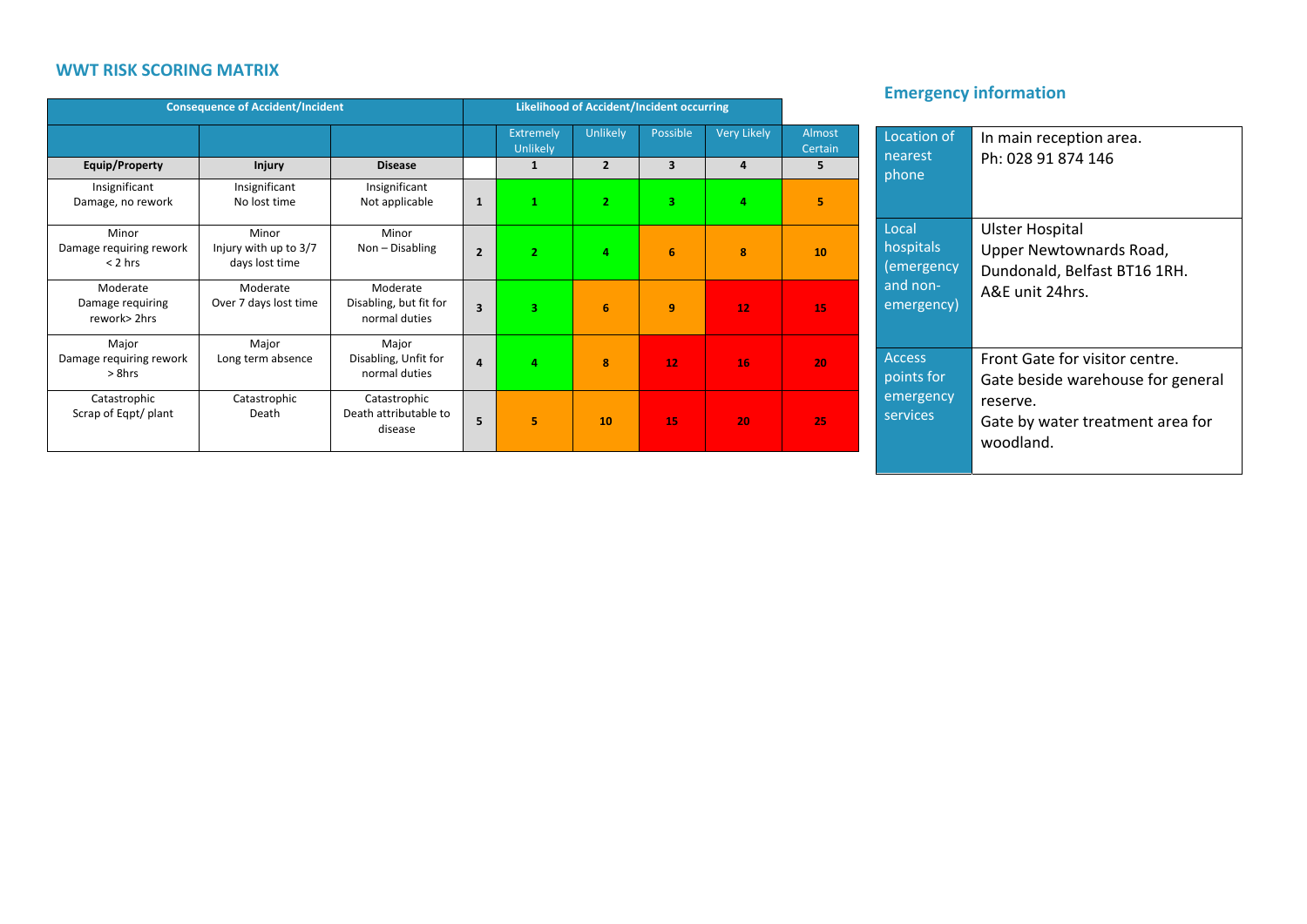## WWT RISK SCORING MATRIX

| Consequence of Accident/Incident | | | | Likelihood of Accident/Incident occurring | | | | |
|---|---|---|---|---|---|---|---|---|
| | | | | Extremely Unlikely | Unlikely | Possible | Very Likely | Almost Certain |
| **Equip/Property** | **Injury** | **Disease** | | **1** | **2** | **3** | **4** | **5** |
| Insignificant<br>Damage, no rework | Insignificant<br>No lost time | Insignificant<br>Not applicable | **1** | **1** | **2** | **3** | **4** | **5** |
| Minor<br>Damage requiring rework < 2 hrs | Minor<br>Injury with up to 3/7 days lost time | Minor<br>Non – Disabling | **2** | **2** | **4** | **6** | **8** | **10** |
| Moderate<br>Damage requiring rework> 2hrs | Moderate<br>Over 7 days lost time | Moderate<br>Disabling, but fit for normal duties | **3** | **3** | **6** | **9** | **12** | **15** |
| Major<br>Damage requiring rework > 8hrs | Major<br>Long term absence | Major<br>Disabling, Unfit for normal duties | **4** | **4** | **8** | **12** | **16** | **20** |
| Catastrophic<br>Scrap of Eqpt/ plant | Catastrophic<br>Death | Catastrophic<br>Death attributable to disease | **5** | **5** | **10** | **15** | **20** | **25** |

## Emergency information

| | |
|---|---|
| Location of nearest phone | In main reception area.<br>Ph: 028 91 874 146 |
| Local hospitals (emergency and non-emergency) | Ulster Hospital<br>Upper Newtownards Road, Dundonald, Belfast BT16 1RH.<br>A&E unit 24hrs. |
| Access points for emergency services | Front Gate for visitor centre.<br>Gate beside warehouse for general reserve.<br>Gate by water treatment area for woodland. |